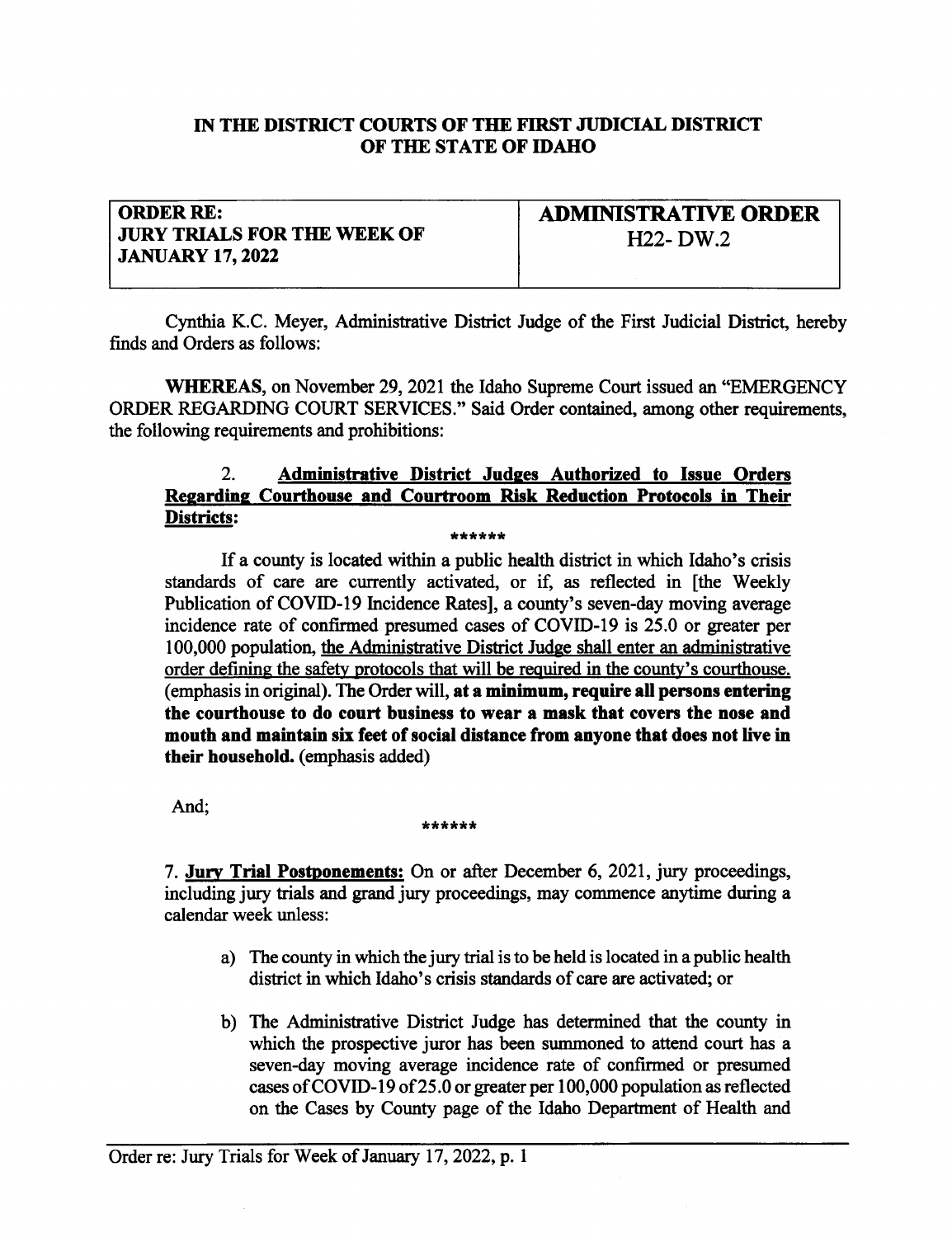**IN THE DISTRICT COURTS OF THE FIRST JUDICIAL DISTRICT OF THE STATE OF IDAHO**

| **ORDER RE: JURY TRIALS FOR THE WEEK OF JANUARY 17, 2022** | **ADMINISTRATIVE ORDER** H22- DW.2 |
|---|---|

Cynthia K.C. Meyer, Administrative District Judge of the First Judicial District, hereby finds and Orders as follows:

**WHEREAS**, on November 29, 2021 the Idaho Supreme Court issued an "EMERGENCY ORDER REGARDING COURT SERVICES." Said Order contained, among other requirements, the following requirements and prohibitions:

> 2. **Administrative District Judges Authorized to Issue Orders Regarding Courthouse and Courtroom Risk Reduction Protocols in Their Districts:**
>
> \*\*\*\*\*\*
>
> If a county is located within a public health district in which Idaho's crisis standards of care are currently activated, or if, as reflected in [the Weekly Publication of COVID-19 Incidence Rates], a county's seven-day moving average incidence rate of confirmed presumed cases of COVID-19 is 25.0 or greater per 100,000 population, <u>the Administrative District Judge shall enter an administrative order defining the safety protocols that will be required in the county's courthouse.</u> (emphasis in original). The Order will, **at a minimum, require all persons entering the courthouse to do court business to wear a mask that covers the nose and mouth and maintain six feet of social distance from anyone that does not live in their household.** (emphasis added)

And;

\*\*\*\*\*\*

> 7. **Jury Trial Postponements:** On or after December 6, 2021, jury proceedings, including jury trials and grand jury proceedings, may commence anytime during a calendar week unless:
>
> a) The county in which the jury trial is to be held is located in a public health district in which Idaho's crisis standards of care are activated; or
>
> b) The Administrative District Judge has determined that the county in which the prospective juror has been summoned to attend court has a seven-day moving average incidence rate of confirmed or presumed cases of COVID-19 of 25.0 or greater per 100,000 population as reflected on the Cases by County page of the Idaho Department of Health and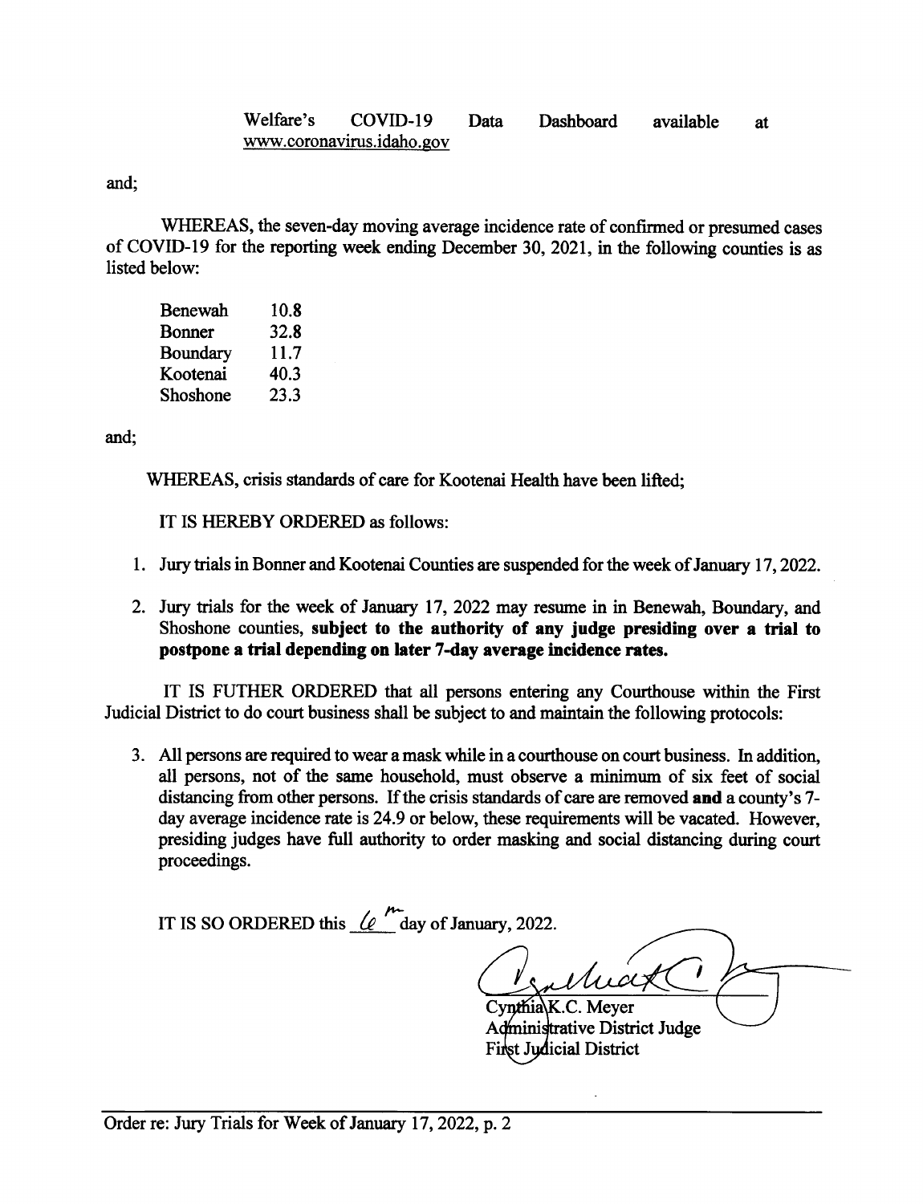Welfare's COVID-19 Data Dashboard available at www.coronavirus.idaho.gov

and;

WHEREAS, the seven-day moving average incidence rate of confirmed or presumed cases of COVID-19 for the reporting week ending December 30, 2021, in the following counties is as listed below:

| | |
|---|---|
| Benewah | 10.8 |
| Bonner | 32.8 |
| Boundary | 11.7 |
| Kootenai | 40.3 |
| Shoshone | 23.3 |

and;

WHEREAS, crisis standards of care for Kootenai Health have been lifted;

IT IS HEREBY ORDERED as follows:

1. Jury trials in Bonner and Kootenai Counties are suspended for the week of January 17, 2022.

2. Jury trials for the week of January 17, 2022 may resume in in Benewah, Boundary, and Shoshone counties, **subject to the authority of any judge presiding over a trial to postpone a trial depending on later 7-day average incidence rates.**

IT IS FUTHER ORDERED that all persons entering any Courthouse within the First Judicial District to do court business shall be subject to and maintain the following protocols:

3. All persons are required to wear a mask while in a courthouse on court business. In addition, all persons, not of the same household, must observe a minimum of six feet of social distancing from other persons. If the crisis standards of care are removed **and** a county's 7-day average incidence rate is 24.9 or below, these requirements will be vacated. However, presiding judges have full authority to order masking and social distancing during court proceedings.

IT IS SO ORDERED this 6th day of January, 2022.

Cynthia K.C. Meyer
Administrative District Judge
First Judicial District

Order re: Jury Trials for Week of January 17, 2022, p. 2